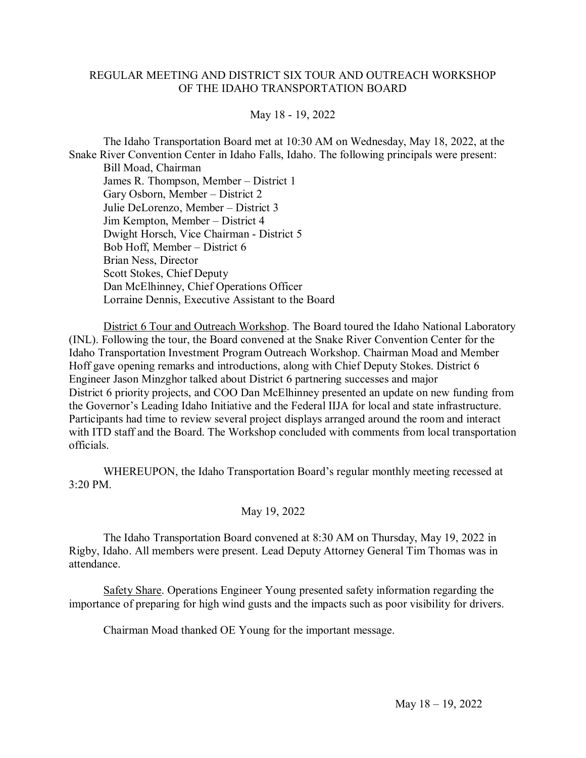# REGULAR MEETING AND DISTRICT SIX TOUR AND OUTREACH WORKSHOP OF THE IDAHO TRANSPORTATION BOARD

May 18 - 19, 2022

The Idaho Transportation Board met at 10:30 AM on Wednesday, May 18, 2022, at the Snake River Convention Center in Idaho Falls, Idaho. The following principals were present:

Bill Moad, Chairman
James R. Thompson, Member – District 1
Gary Osborn, Member – District 2
Julie DeLorenzo, Member – District 3
Jim Kempton, Member – District 4
Dwight Horsch, Vice Chairman - District 5
Bob Hoff, Member – District 6
Brian Ness, Director
Scott Stokes, Chief Deputy
Dan McElhinney, Chief Operations Officer
Lorraine Dennis, Executive Assistant to the Board

District 6 Tour and Outreach Workshop. The Board toured the Idaho National Laboratory (INL). Following the tour, the Board convened at the Snake River Convention Center for the Idaho Transportation Investment Program Outreach Workshop. Chairman Moad and Member Hoff gave opening remarks and introductions, along with Chief Deputy Stokes. District 6 Engineer Jason Minzghor talked about District 6 partnering successes and major District 6 priority projects, and COO Dan McElhinney presented an update on new funding from the Governor's Leading Idaho Initiative and the Federal IIJA for local and state infrastructure. Participants had time to review several project displays arranged around the room and interact with ITD staff and the Board. The Workshop concluded with comments from local transportation officials.

WHEREUPON, the Idaho Transportation Board's regular monthly meeting recessed at 3:20 PM.

May 19, 2022

The Idaho Transportation Board convened at 8:30 AM on Thursday, May 19, 2022 in Rigby, Idaho. All members were present. Lead Deputy Attorney General Tim Thomas was in attendance.

Safety Share. Operations Engineer Young presented safety information regarding the importance of preparing for high wind gusts and the impacts such as poor visibility for drivers.

Chairman Moad thanked OE Young for the important message.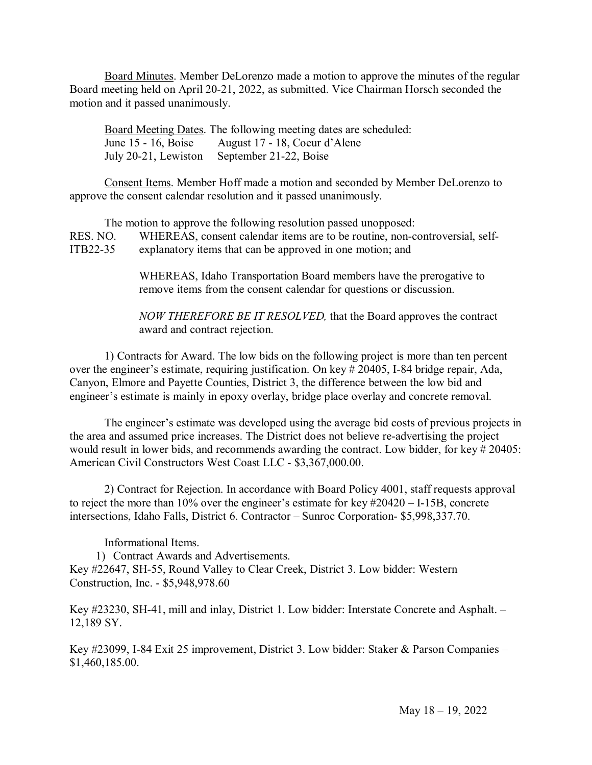Board Minutes. Member DeLorenzo made a motion to approve the minutes of the regular Board meeting held on April 20-21, 2022, as submitted. Vice Chairman Horsch seconded the motion and it passed unanimously.

Board Meeting Dates. The following meeting dates are scheduled:

June 15 - 16, Boise  August 17 - 18, Coeur d'Alene
July 20-21, Lewiston  September 21-22, Boise

Consent Items. Member Hoff made a motion and seconded by Member DeLorenzo to approve the consent calendar resolution and it passed unanimously.

The motion to approve the following resolution passed unopposed:

RES. NO. ITB22-35

WHEREAS, consent calendar items are to be routine, non-controversial, self-explanatory items that can be approved in one motion; and

WHEREAS, Idaho Transportation Board members have the prerogative to remove items from the consent calendar for questions or discussion.

*NOW THEREFORE BE IT RESOLVED,* that the Board approves the contract award and contract rejection.

1) Contracts for Award. The low bids on the following project is more than ten percent over the engineer's estimate, requiring justification. On key # 20405, I-84 bridge repair, Ada, Canyon, Elmore and Payette Counties, District 3, the difference between the low bid and engineer's estimate is mainly in epoxy overlay, bridge place overlay and concrete removal.

The engineer's estimate was developed using the average bid costs of previous projects in the area and assumed price increases. The District does not believe re-advertising the project would result in lower bids, and recommends awarding the contract. Low bidder, for key # 20405: American Civil Constructors West Coast LLC - $3,367,000.00.

2) Contract for Rejection. In accordance with Board Policy 4001, staff requests approval to reject the more than 10% over the engineer's estimate for key #20420 – I-15B, concrete intersections, Idaho Falls, District 6. Contractor – Sunroc Corporation- $5,998,337.70.

Informational Items.

1) Contract Awards and Advertisements.

Key #22647, SH-55, Round Valley to Clear Creek, District 3. Low bidder: Western Construction, Inc. - $5,948,978.60

Key #23230, SH-41, mill and inlay, District 1. Low bidder: Interstate Concrete and Asphalt. – 12,189 SY.

Key #23099, I-84 Exit 25 improvement, District 3. Low bidder: Staker & Parson Companies – $1,460,185.00.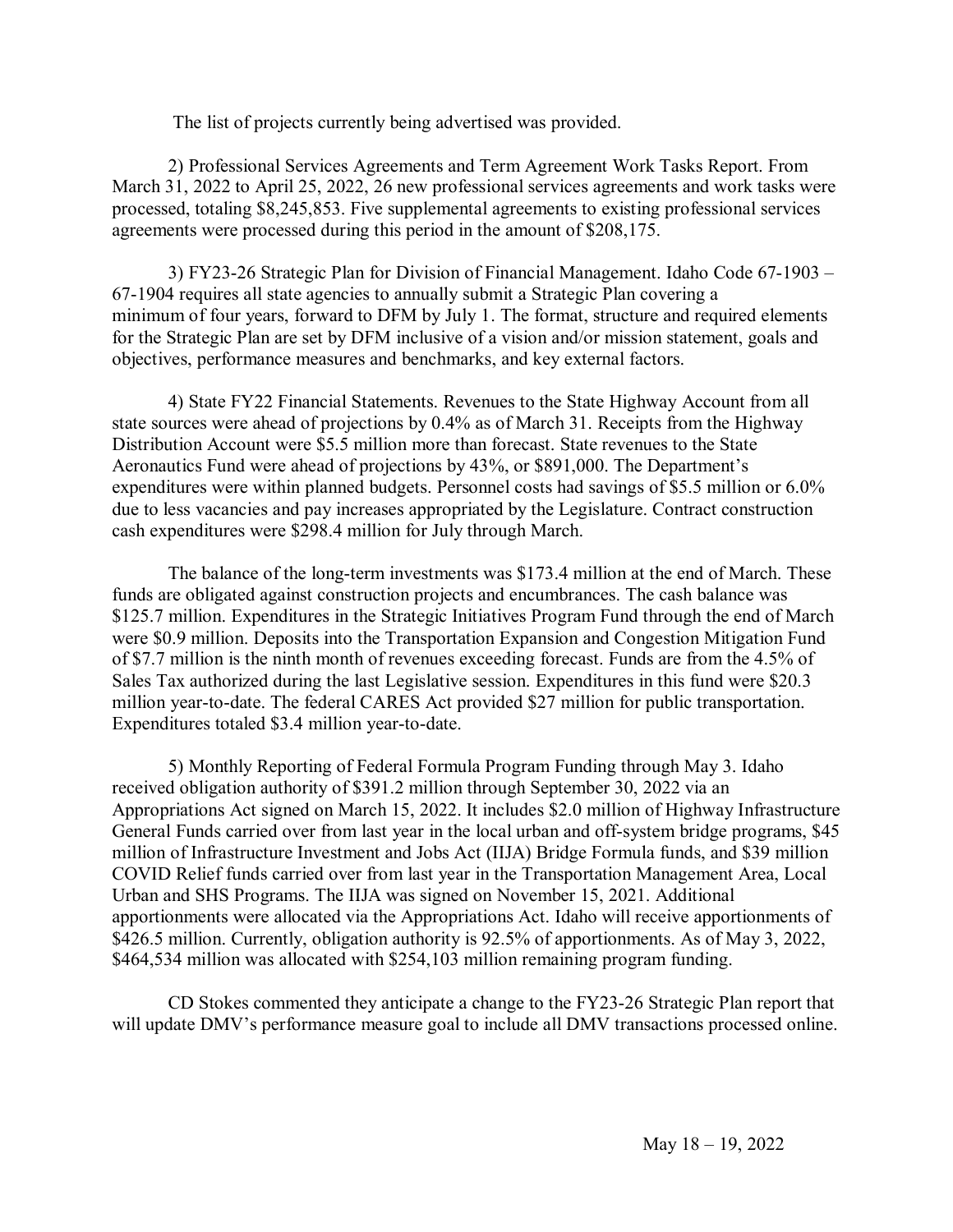The list of projects currently being advertised was provided.

2) Professional Services Agreements and Term Agreement Work Tasks Report. From March 31, 2022 to April 25, 2022, 26 new professional services agreements and work tasks were processed, totaling $8,245,853. Five supplemental agreements to existing professional services agreements were processed during this period in the amount of $208,175.

3) FY23-26 Strategic Plan for Division of Financial Management. Idaho Code 67-1903 – 67-1904 requires all state agencies to annually submit a Strategic Plan covering a minimum of four years, forward to DFM by July 1. The format, structure and required elements for the Strategic Plan are set by DFM inclusive of a vision and/or mission statement, goals and objectives, performance measures and benchmarks, and key external factors.

4) State FY22 Financial Statements. Revenues to the State Highway Account from all state sources were ahead of projections by 0.4% as of March 31. Receipts from the Highway Distribution Account were $5.5 million more than forecast. State revenues to the State Aeronautics Fund were ahead of projections by 43%, or $891,000. The Department's expenditures were within planned budgets. Personnel costs had savings of $5.5 million or 6.0% due to less vacancies and pay increases appropriated by the Legislature. Contract construction cash expenditures were $298.4 million for July through March.

The balance of the long-term investments was $173.4 million at the end of March. These funds are obligated against construction projects and encumbrances. The cash balance was $125.7 million. Expenditures in the Strategic Initiatives Program Fund through the end of March were $0.9 million. Deposits into the Transportation Expansion and Congestion Mitigation Fund of $7.7 million is the ninth month of revenues exceeding forecast. Funds are from the 4.5% of Sales Tax authorized during the last Legislative session. Expenditures in this fund were $20.3 million year-to-date. The federal CARES Act provided $27 million for public transportation. Expenditures totaled $3.4 million year-to-date.

5) Monthly Reporting of Federal Formula Program Funding through May 3. Idaho received obligation authority of $391.2 million through September 30, 2022 via an Appropriations Act signed on March 15, 2022. It includes $2.0 million of Highway Infrastructure General Funds carried over from last year in the local urban and off-system bridge programs, $45 million of Infrastructure Investment and Jobs Act (IIJA) Bridge Formula funds, and $39 million COVID Relief funds carried over from last year in the Transportation Management Area, Local Urban and SHS Programs. The IIJA was signed on November 15, 2021. Additional apportionments were allocated via the Appropriations Act. Idaho will receive apportionments of $426.5 million. Currently, obligation authority is 92.5% of apportionments. As of May 3, 2022, $464,534 million was allocated with $254,103 million remaining program funding.

CD Stokes commented they anticipate a change to the FY23-26 Strategic Plan report that will update DMV's performance measure goal to include all DMV transactions processed online.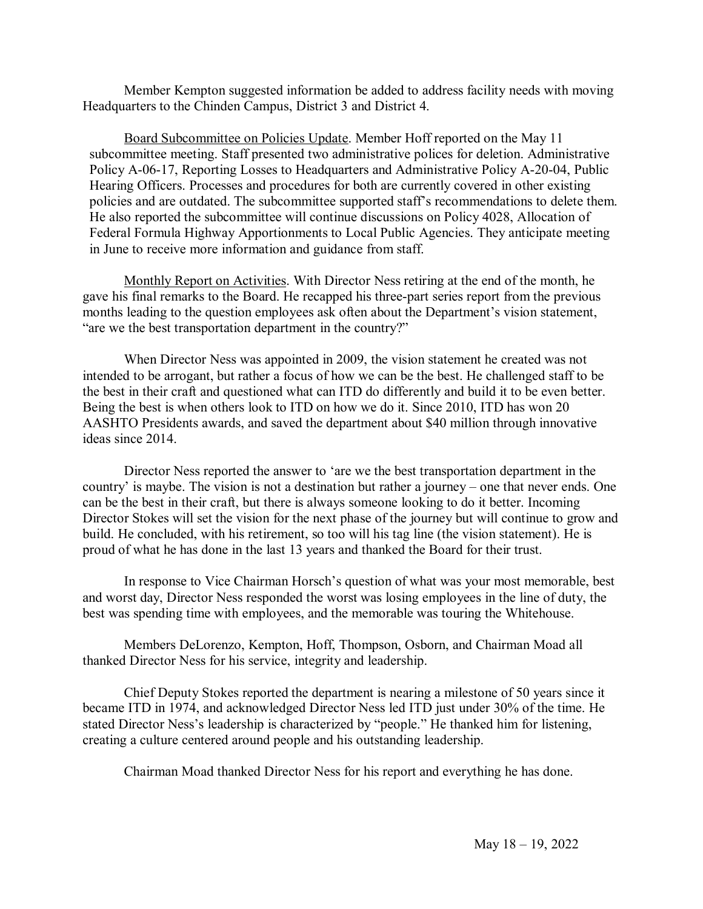Member Kempton suggested information be added to address facility needs with moving Headquarters to the Chinden Campus, District 3 and District 4.

Board Subcommittee on Policies Update. Member Hoff reported on the May 11 subcommittee meeting. Staff presented two administrative polices for deletion. Administrative Policy A-06-17, Reporting Losses to Headquarters and Administrative Policy A-20-04, Public Hearing Officers. Processes and procedures for both are currently covered in other existing policies and are outdated. The subcommittee supported staff's recommendations to delete them. He also reported the subcommittee will continue discussions on Policy 4028, Allocation of Federal Formula Highway Apportionments to Local Public Agencies. They anticipate meeting in June to receive more information and guidance from staff.

Monthly Report on Activities. With Director Ness retiring at the end of the month, he gave his final remarks to the Board. He recapped his three-part series report from the previous months leading to the question employees ask often about the Department's vision statement, "are we the best transportation department in the country?"

When Director Ness was appointed in 2009, the vision statement he created was not intended to be arrogant, but rather a focus of how we can be the best. He challenged staff to be the best in their craft and questioned what can ITD do differently and build it to be even better. Being the best is when others look to ITD on how we do it. Since 2010, ITD has won 20 AASHTO Presidents awards, and saved the department about $40 million through innovative ideas since 2014.

Director Ness reported the answer to 'are we the best transportation department in the country' is maybe. The vision is not a destination but rather a journey – one that never ends. One can be the best in their craft, but there is always someone looking to do it better. Incoming Director Stokes will set the vision for the next phase of the journey but will continue to grow and build. He concluded, with his retirement, so too will his tag line (the vision statement). He is proud of what he has done in the last 13 years and thanked the Board for their trust.

In response to Vice Chairman Horsch's question of what was your most memorable, best and worst day, Director Ness responded the worst was losing employees in the line of duty, the best was spending time with employees, and the memorable was touring the Whitehouse.

Members DeLorenzo, Kempton, Hoff, Thompson, Osborn, and Chairman Moad all thanked Director Ness for his service, integrity and leadership.

Chief Deputy Stokes reported the department is nearing a milestone of 50 years since it became ITD in 1974, and acknowledged Director Ness led ITD just under 30% of the time. He stated Director Ness's leadership is characterized by "people." He thanked him for listening, creating a culture centered around people and his outstanding leadership.

Chairman Moad thanked Director Ness for his report and everything he has done.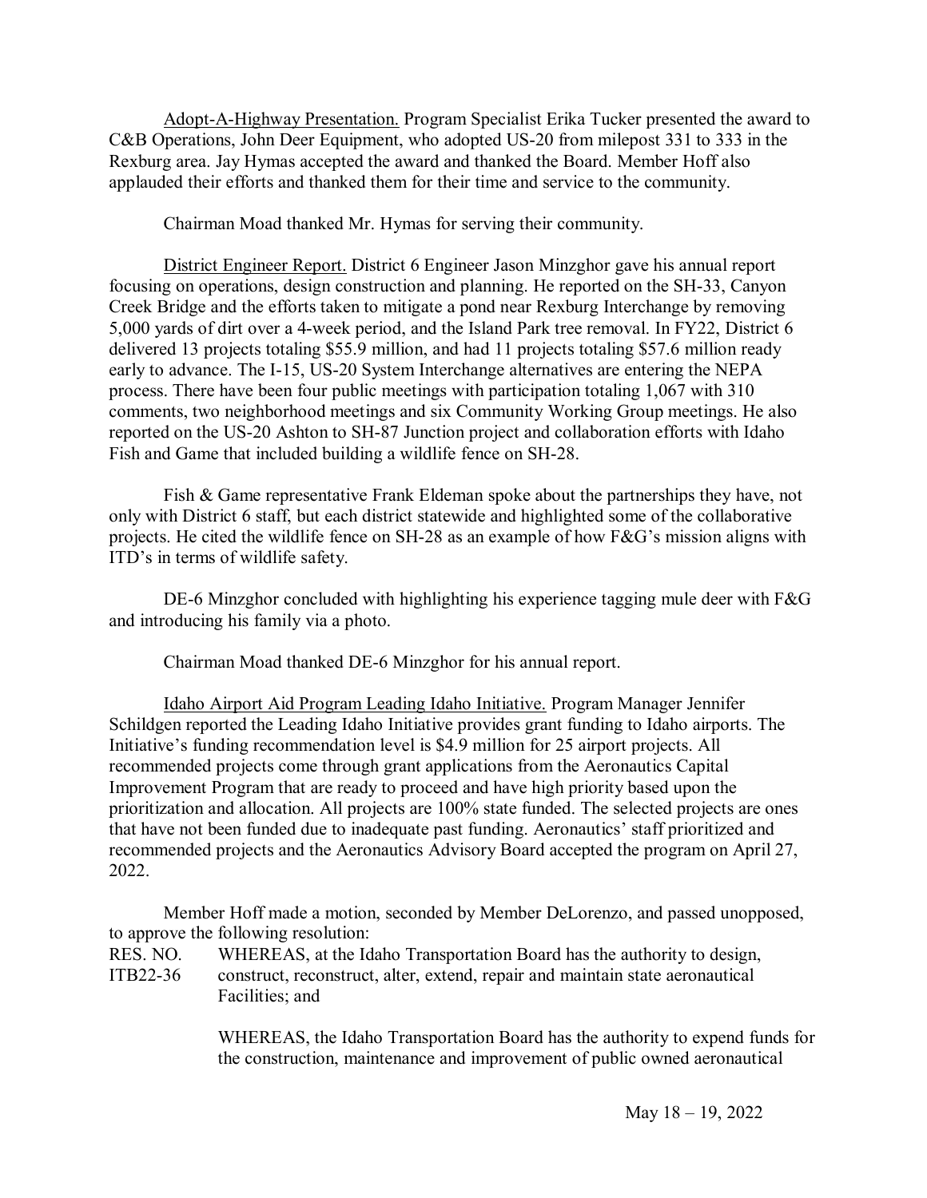Adopt-A-Highway Presentation. Program Specialist Erika Tucker presented the award to C&B Operations, John Deer Equipment, who adopted US-20 from milepost 331 to 333 in the Rexburg area. Jay Hymas accepted the award and thanked the Board. Member Hoff also applauded their efforts and thanked them for their time and service to the community.

Chairman Moad thanked Mr. Hymas for serving their community.

District Engineer Report. District 6 Engineer Jason Minzghor gave his annual report focusing on operations, design construction and planning. He reported on the SH-33, Canyon Creek Bridge and the efforts taken to mitigate a pond near Rexburg Interchange by removing 5,000 yards of dirt over a 4-week period, and the Island Park tree removal. In FY22, District 6 delivered 13 projects totaling $55.9 million, and had 11 projects totaling $57.6 million ready early to advance. The I-15, US-20 System Interchange alternatives are entering the NEPA process. There have been four public meetings with participation totaling 1,067 with 310 comments, two neighborhood meetings and six Community Working Group meetings. He also reported on the US-20 Ashton to SH-87 Junction project and collaboration efforts with Idaho Fish and Game that included building a wildlife fence on SH-28.

Fish & Game representative Frank Eldeman spoke about the partnerships they have, not only with District 6 staff, but each district statewide and highlighted some of the collaborative projects. He cited the wildlife fence on SH-28 as an example of how F&G's mission aligns with ITD's in terms of wildlife safety.

DE-6 Minzghor concluded with highlighting his experience tagging mule deer with F&G and introducing his family via a photo.

Chairman Moad thanked DE-6 Minzghor for his annual report.

Idaho Airport Aid Program Leading Idaho Initiative. Program Manager Jennifer Schildgen reported the Leading Idaho Initiative provides grant funding to Idaho airports. The Initiative's funding recommendation level is $4.9 million for 25 airport projects. All recommended projects come through grant applications from the Aeronautics Capital Improvement Program that are ready to proceed and have high priority based upon the prioritization and allocation. All projects are 100% state funded. The selected projects are ones that have not been funded due to inadequate past funding. Aeronautics' staff prioritized and recommended projects and the Aeronautics Advisory Board accepted the program on April 27, 2022.

Member Hoff made a motion, seconded by Member DeLorenzo, and passed unopposed, to approve the following resolution:

RES. NO. ITB22-36

WHEREAS, at the Idaho Transportation Board has the authority to design, construct, reconstruct, alter, extend, repair and maintain state aeronautical Facilities; and

WHEREAS, the Idaho Transportation Board has the authority to expend funds for the construction, maintenance and improvement of public owned aeronautical

May 18 – 19, 2022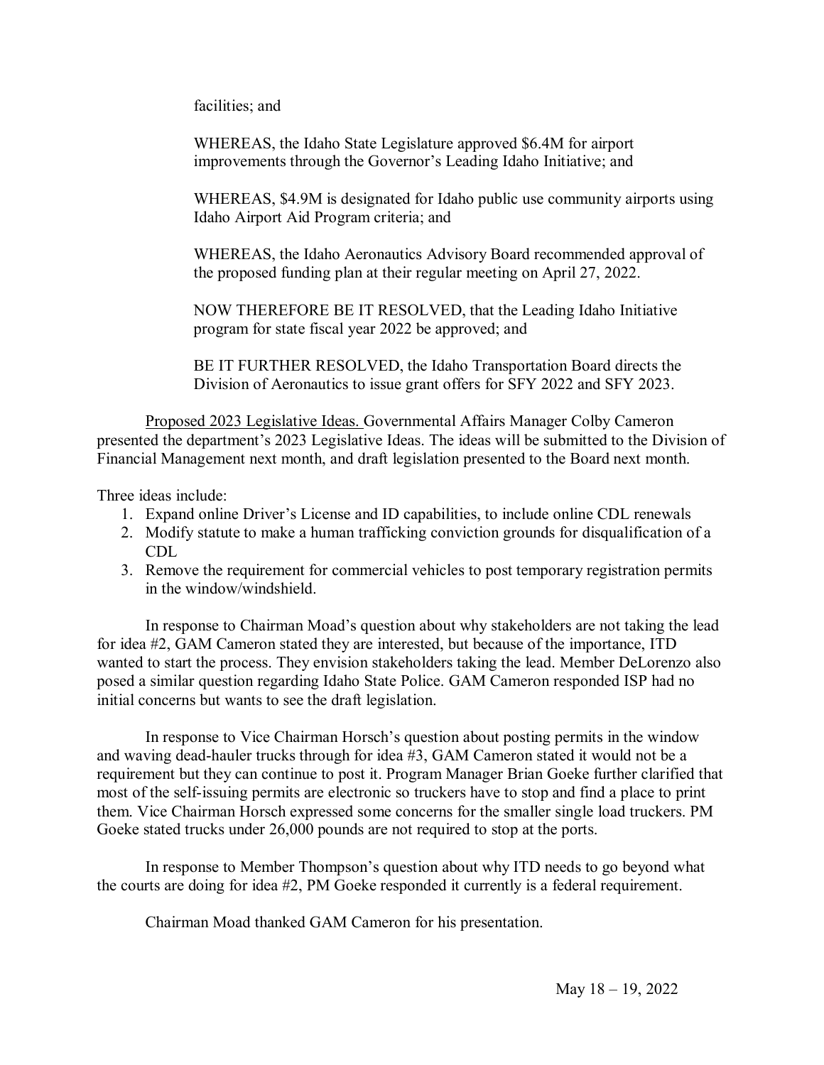facilities; and

WHEREAS, the Idaho State Legislature approved $6.4M for airport improvements through the Governor's Leading Idaho Initiative; and

WHEREAS, $4.9M is designated for Idaho public use community airports using Idaho Airport Aid Program criteria; and

WHEREAS, the Idaho Aeronautics Advisory Board recommended approval of the proposed funding plan at their regular meeting on April 27, 2022.

NOW THEREFORE BE IT RESOLVED, that the Leading Idaho Initiative program for state fiscal year 2022 be approved; and

BE IT FURTHER RESOLVED, the Idaho Transportation Board directs the Division of Aeronautics to issue grant offers for SFY 2022 and SFY 2023.

Proposed 2023 Legislative Ideas. Governmental Affairs Manager Colby Cameron presented the department's 2023 Legislative Ideas. The ideas will be submitted to the Division of Financial Management next month, and draft legislation presented to the Board next month.

Three ideas include:

1. Expand online Driver's License and ID capabilities, to include online CDL renewals
2. Modify statute to make a human trafficking conviction grounds for disqualification of a CDL
3. Remove the requirement for commercial vehicles to post temporary registration permits in the window/windshield.

In response to Chairman Moad's question about why stakeholders are not taking the lead for idea #2, GAM Cameron stated they are interested, but because of the importance, ITD wanted to start the process. They envision stakeholders taking the lead. Member DeLorenzo also posed a similar question regarding Idaho State Police. GAM Cameron responded ISP had no initial concerns but wants to see the draft legislation.

In response to Vice Chairman Horsch's question about posting permits in the window and waving dead-hauler trucks through for idea #3, GAM Cameron stated it would not be a requirement but they can continue to post it. Program Manager Brian Goeke further clarified that most of the self-issuing permits are electronic so truckers have to stop and find a place to print them. Vice Chairman Horsch expressed some concerns for the smaller single load truckers. PM Goeke stated trucks under 26,000 pounds are not required to stop at the ports.

In response to Member Thompson's question about why ITD needs to go beyond what the courts are doing for idea #2, PM Goeke responded it currently is a federal requirement.

Chairman Moad thanked GAM Cameron for his presentation.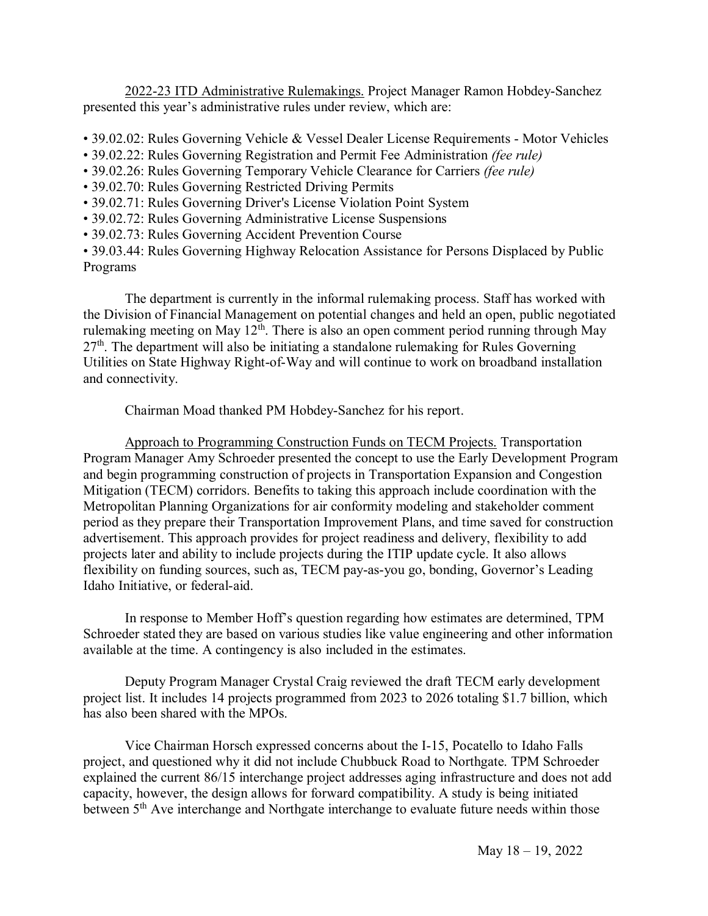2022-23 ITD Administrative Rulemakings. Project Manager Ramon Hobdey-Sanchez presented this year's administrative rules under review, which are:

- 39.02.02: Rules Governing Vehicle & Vessel Dealer License Requirements - Motor Vehicles
- 39.02.22: Rules Governing Registration and Permit Fee Administration *(fee rule)*
- 39.02.26: Rules Governing Temporary Vehicle Clearance for Carriers *(fee rule)*
- 39.02.70: Rules Governing Restricted Driving Permits
- 39.02.71: Rules Governing Driver's License Violation Point System
- 39.02.72: Rules Governing Administrative License Suspensions
- 39.02.73: Rules Governing Accident Prevention Course
- 39.03.44: Rules Governing Highway Relocation Assistance for Persons Displaced by Public Programs

The department is currently in the informal rulemaking process. Staff has worked with the Division of Financial Management on potential changes and held an open, public negotiated rulemaking meeting on May 12th. There is also an open comment period running through May 27th. The department will also be initiating a standalone rulemaking for Rules Governing Utilities on State Highway Right-of-Way and will continue to work on broadband installation and connectivity.

Chairman Moad thanked PM Hobdey-Sanchez for his report.

Approach to Programming Construction Funds on TECM Projects. Transportation Program Manager Amy Schroeder presented the concept to use the Early Development Program and begin programming construction of projects in Transportation Expansion and Congestion Mitigation (TECM) corridors. Benefits to taking this approach include coordination with the Metropolitan Planning Organizations for air conformity modeling and stakeholder comment period as they prepare their Transportation Improvement Plans, and time saved for construction advertisement. This approach provides for project readiness and delivery, flexibility to add projects later and ability to include projects during the ITIP update cycle. It also allows flexibility on funding sources, such as, TECM pay-as-you go, bonding, Governor's Leading Idaho Initiative, or federal-aid.

In response to Member Hoff's question regarding how estimates are determined, TPM Schroeder stated they are based on various studies like value engineering and other information available at the time. A contingency is also included in the estimates.

Deputy Program Manager Crystal Craig reviewed the draft TECM early development project list. It includes 14 projects programmed from 2023 to 2026 totaling $1.7 billion, which has also been shared with the MPOs.

Vice Chairman Horsch expressed concerns about the I-15, Pocatello to Idaho Falls project, and questioned why it did not include Chubbuck Road to Northgate. TPM Schroeder explained the current 86/15 interchange project addresses aging infrastructure and does not add capacity, however, the design allows for forward compatibility. A study is being initiated between 5th Ave interchange and Northgate interchange to evaluate future needs within those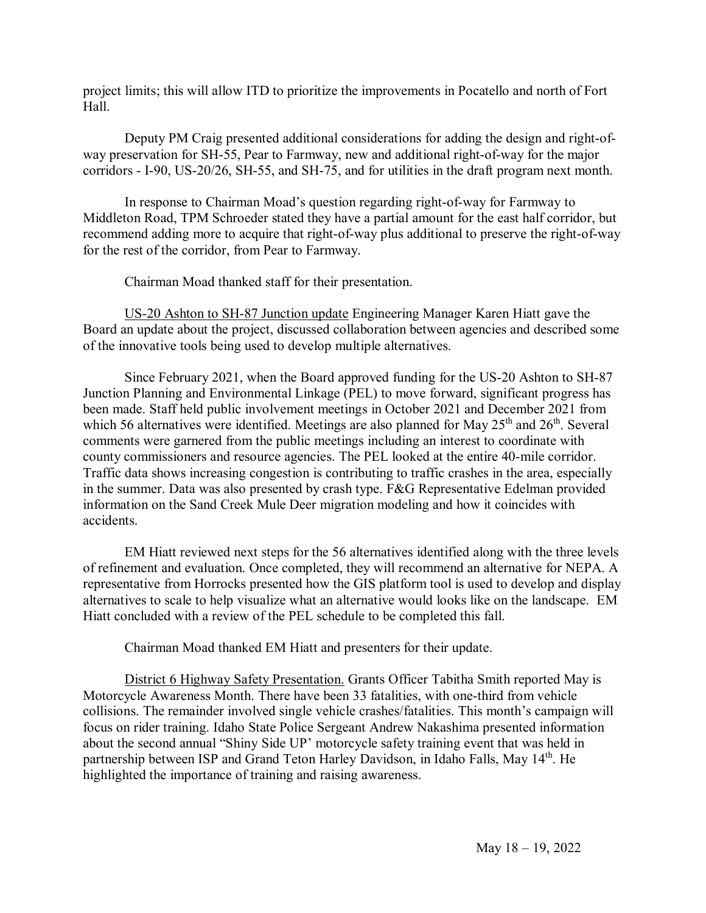project limits; this will allow ITD to prioritize the improvements in Pocatello and north of Fort Hall.

Deputy PM Craig presented additional considerations for adding the design and right-of-way preservation for SH-55, Pear to Farmway, new and additional right-of-way for the major corridors - I-90, US-20/26, SH-55, and SH-75, and for utilities in the draft program next month.

In response to Chairman Moad's question regarding right-of-way for Farmway to Middleton Road, TPM Schroeder stated they have a partial amount for the east half corridor, but recommend adding more to acquire that right-of-way plus additional to preserve the right-of-way for the rest of the corridor, from Pear to Farmway.

Chairman Moad thanked staff for their presentation.

US-20 Ashton to SH-87 Junction update Engineering Manager Karen Hiatt gave the Board an update about the project, discussed collaboration between agencies and described some of the innovative tools being used to develop multiple alternatives.

Since February 2021, when the Board approved funding for the US-20 Ashton to SH-87 Junction Planning and Environmental Linkage (PEL) to move forward, significant progress has been made. Staff held public involvement meetings in October 2021 and December 2021 from which 56 alternatives were identified. Meetings are also planned for May 25th and 26th. Several comments were garnered from the public meetings including an interest to coordinate with county commissioners and resource agencies. The PEL looked at the entire 40-mile corridor. Traffic data shows increasing congestion is contributing to traffic crashes in the area, especially in the summer. Data was also presented by crash type. F&G Representative Edelman provided information on the Sand Creek Mule Deer migration modeling and how it coincides with accidents.

EM Hiatt reviewed next steps for the 56 alternatives identified along with the three levels of refinement and evaluation. Once completed, they will recommend an alternative for NEPA. A representative from Horrocks presented how the GIS platform tool is used to develop and display alternatives to scale to help visualize what an alternative would looks like on the landscape. EM Hiatt concluded with a review of the PEL schedule to be completed this fall.

Chairman Moad thanked EM Hiatt and presenters for their update.

District 6 Highway Safety Presentation. Grants Officer Tabitha Smith reported May is Motorcycle Awareness Month. There have been 33 fatalities, with one-third from vehicle collisions. The remainder involved single vehicle crashes/fatalities. This month's campaign will focus on rider training. Idaho State Police Sergeant Andrew Nakashima presented information about the second annual "Shiny Side UP' motorcycle safety training event that was held in partnership between ISP and Grand Teton Harley Davidson, in Idaho Falls, May 14th. He highlighted the importance of training and raising awareness.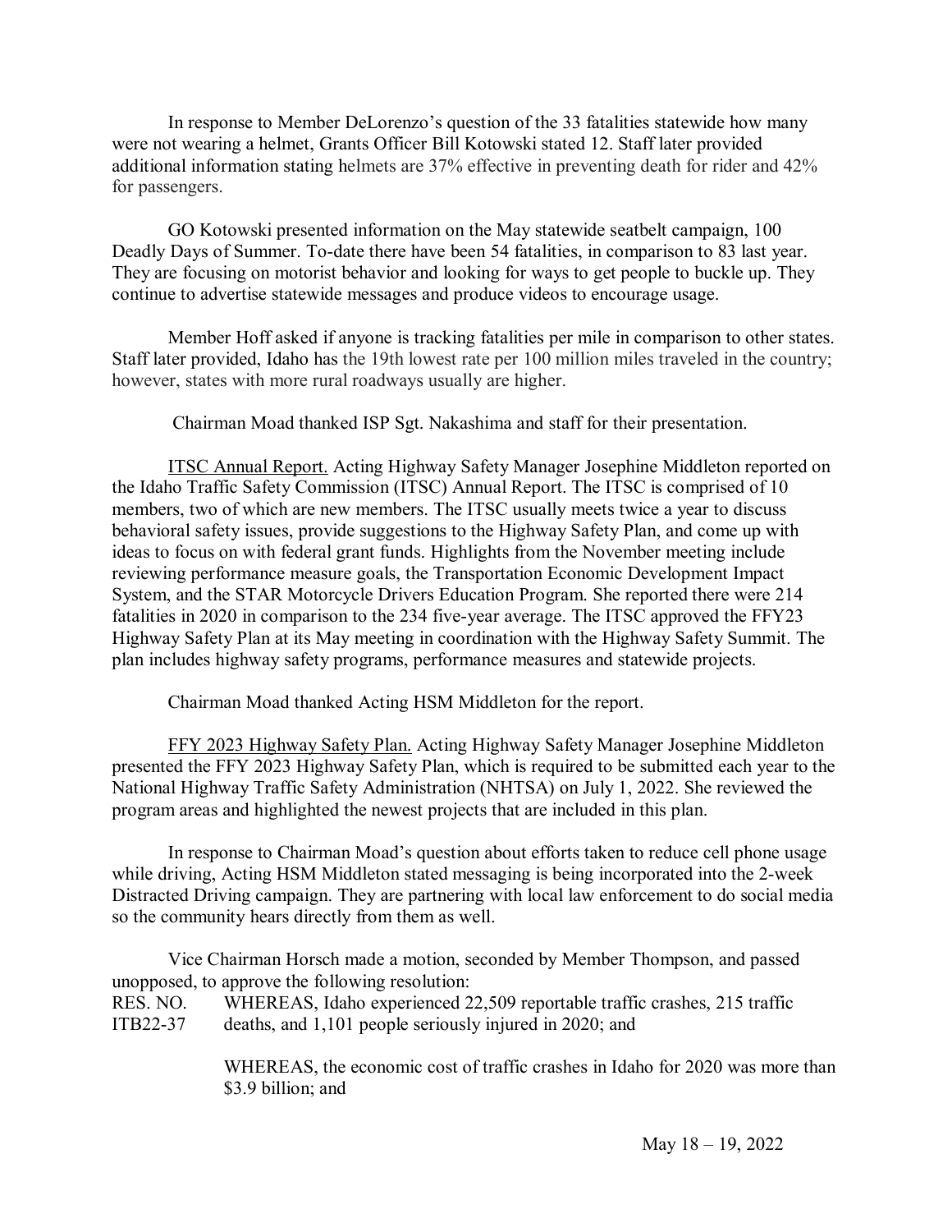In response to Member DeLorenzo's question of the 33 fatalities statewide how many were not wearing a helmet, Grants Officer Bill Kotowski stated 12. Staff later provided additional information stating helmets are 37% effective in preventing death for rider and 42% for passengers.

GO Kotowski presented information on the May statewide seatbelt campaign, 100 Deadly Days of Summer. To-date there have been 54 fatalities, in comparison to 83 last year. They are focusing on motorist behavior and looking for ways to get people to buckle up. They continue to advertise statewide messages and produce videos to encourage usage.

Member Hoff asked if anyone is tracking fatalities per mile in comparison to other states. Staff later provided, Idaho has the 19th lowest rate per 100 million miles traveled in the country; however, states with more rural roadways usually are higher.

Chairman Moad thanked ISP Sgt. Nakashima and staff for their presentation.

ITSC Annual Report. Acting Highway Safety Manager Josephine Middleton reported on the Idaho Traffic Safety Commission (ITSC) Annual Report. The ITSC is comprised of 10 members, two of which are new members. The ITSC usually meets twice a year to discuss behavioral safety issues, provide suggestions to the Highway Safety Plan, and come up with ideas to focus on with federal grant funds. Highlights from the November meeting include reviewing performance measure goals, the Transportation Economic Development Impact System, and the STAR Motorcycle Drivers Education Program. She reported there were 214 fatalities in 2020 in comparison to the 234 five-year average. The ITSC approved the FFY23 Highway Safety Plan at its May meeting in coordination with the Highway Safety Summit. The plan includes highway safety programs, performance measures and statewide projects.

Chairman Moad thanked Acting HSM Middleton for the report.

FFY 2023 Highway Safety Plan. Acting Highway Safety Manager Josephine Middleton presented the FFY 2023 Highway Safety Plan, which is required to be submitted each year to the National Highway Traffic Safety Administration (NHTSA) on July 1, 2022. She reviewed the program areas and highlighted the newest projects that are included in this plan.

In response to Chairman Moad's question about efforts taken to reduce cell phone usage while driving, Acting HSM Middleton stated messaging is being incorporated into the 2-week Distracted Driving campaign. They are partnering with local law enforcement to do social media so the community hears directly from them as well.

Vice Chairman Horsch made a motion, seconded by Member Thompson, and passed unopposed, to approve the following resolution:

RES. NO. ITB22-37

WHEREAS, Idaho experienced 22,509 reportable traffic crashes, 215 traffic deaths, and 1,101 people seriously injured in 2020; and

WHEREAS, the economic cost of traffic crashes in Idaho for 2020 was more than $3.9 billion; and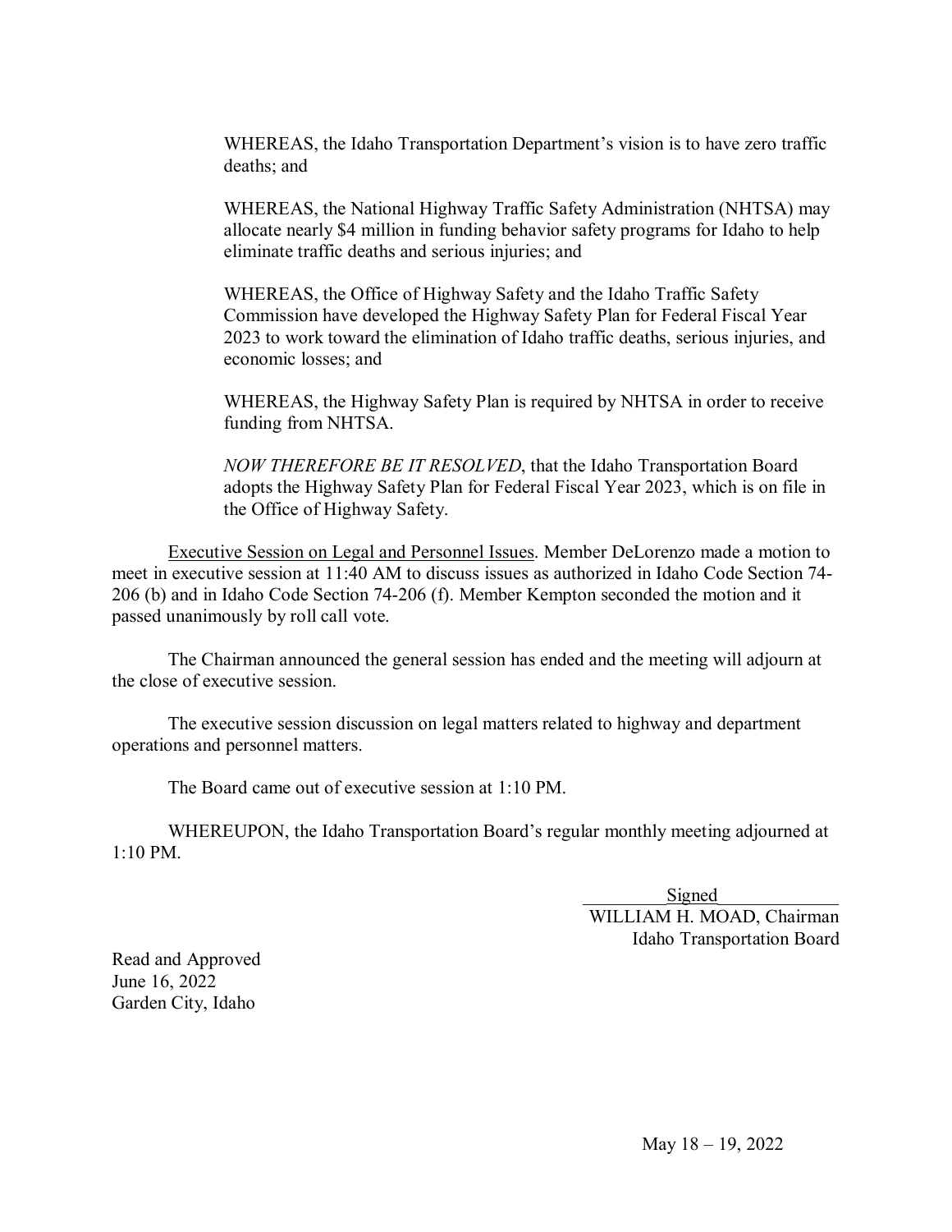WHEREAS, the Idaho Transportation Department's vision is to have zero traffic deaths; and

WHEREAS, the National Highway Traffic Safety Administration (NHTSA) may allocate nearly $4 million in funding behavior safety programs for Idaho to help eliminate traffic deaths and serious injuries; and

WHEREAS, the Office of Highway Safety and the Idaho Traffic Safety Commission have developed the Highway Safety Plan for Federal Fiscal Year 2023 to work toward the elimination of Idaho traffic deaths, serious injuries, and economic losses; and

WHEREAS, the Highway Safety Plan is required by NHTSA in order to receive funding from NHTSA.

*NOW THEREFORE BE IT RESOLVED*, that the Idaho Transportation Board adopts the Highway Safety Plan for Federal Fiscal Year 2023, which is on file in the Office of Highway Safety.

Executive Session on Legal and Personnel Issues. Member DeLorenzo made a motion to meet in executive session at 11:40 AM to discuss issues as authorized in Idaho Code Section 74-206 (b) and in Idaho Code Section 74-206 (f). Member Kempton seconded the motion and it passed unanimously by roll call vote.

The Chairman announced the general session has ended and the meeting will adjourn at the close of executive session.

The executive session discussion on legal matters related to highway and department operations and personnel matters.

The Board came out of executive session at 1:10 PM.

WHEREUPON, the Idaho Transportation Board's regular monthly meeting adjourned at 1:10 PM.

Signed
WILLIAM H. MOAD, Chairman
Idaho Transportation Board

Read and Approved
June 16, 2022
Garden City, Idaho